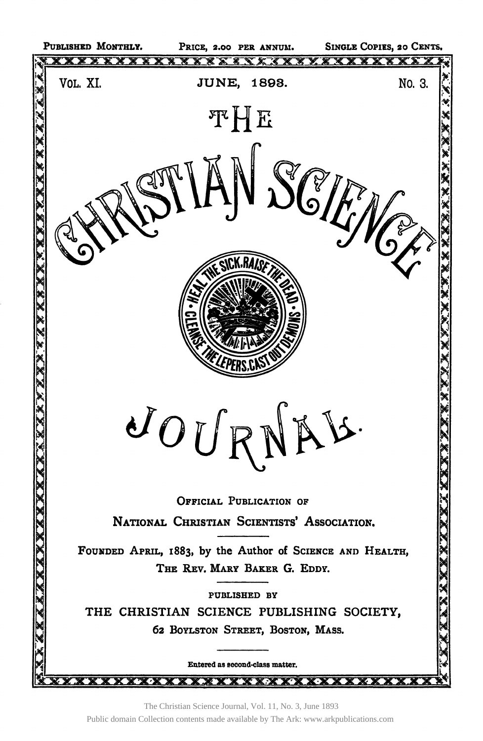PUBLISHED MONTHLY. PRICE, 2.00 PER ANNUM. SINGLE COPIES, 20 CENTS.

VOL. XI. JUNE, 1893. NO. 3.

# THE CHRISTIAN SCIENCE

HEAL THE SICK, RAISE THE DEAD, CLEANSE THE LEPERS, CAST OUT DEMONS

# JOURNAL.

OFFICIAL PUBLICATION OF

NATIONAL CHRISTIAN SCIENTISTS' ASSOCIATION.

FOUNDED APRIL, 1883, by the Author of SCIENCE AND HEALTH,
THE REV. MARY BAKER G. EDDY.

PUBLISHED BY

THE CHRISTIAN SCIENCE PUBLISHING SOCIETY,
62 BOYLSTON STREET, BOSTON, MASS.

Entered as second-class matter.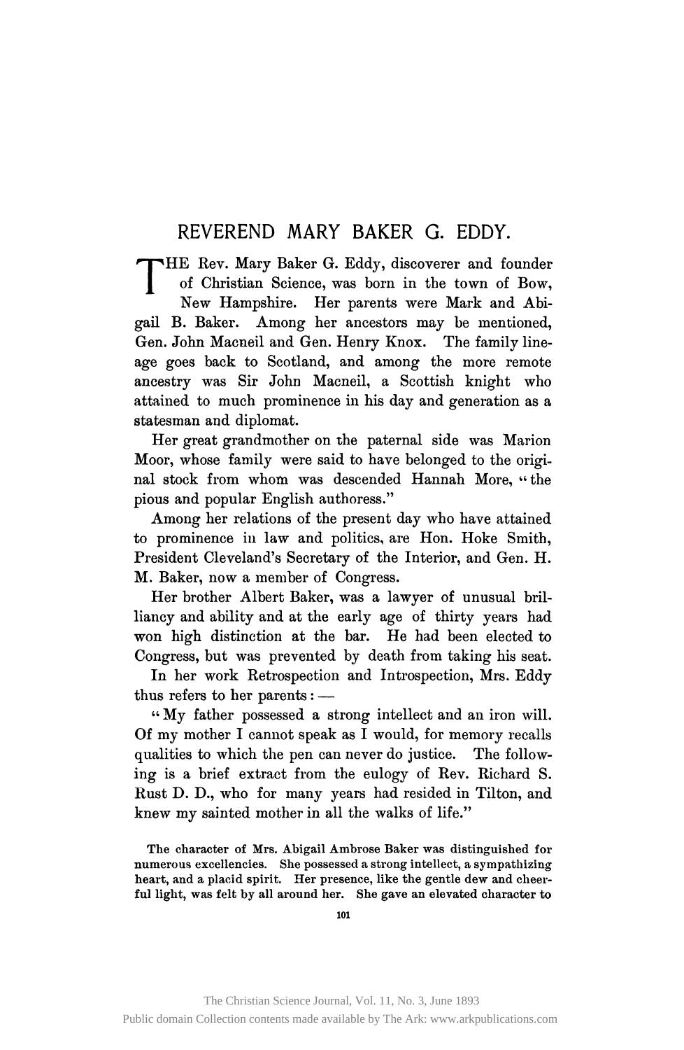# REVEREND MARY BAKER G. EDDY.

THE Rev. Mary Baker G. Eddy, discoverer and founder of Christian Science, was born in the town of Bow, New Hampshire. Her parents were Mark and Abigail B. Baker. Among her ancestors may be mentioned, Gen. John Macneil and Gen. Henry Knox. The family lineage goes back to Scotland, and among the more remote ancestry was Sir John Macneil, a Scottish knight who attained to much prominence in his day and generation as a statesman and diplomat.

Her great grandmother on the paternal side was Marion Moor, whose family were said to have belonged to the original stock from whom was descended Hannah More, "the pious and popular English authoress."

Among her relations of the present day who have attained to prominence in law and politics, are Hon. Hoke Smith, President Cleveland's Secretary of the Interior, and Gen. H. M. Baker, now a member of Congress.

Her brother Albert Baker, was a lawyer of unusual brilliancy and ability and at the early age of thirty years had won high distinction at the bar. He had been elected to Congress, but was prevented by death from taking his seat.

In her work Retrospection and Introspection, Mrs. Eddy thus refers to her parents: —

"My father possessed a strong intellect and an iron will. Of my mother I cannot speak as I would, for memory recalls qualities to which the pen can never do justice. The following is a brief extract from the eulogy of Rev. Richard S. Rust D. D., who for many years had resided in Tilton, and knew my sainted mother in all the walks of life."

**The character of Mrs. Abigail Ambrose Baker was distinguished for numerous excellencies. She possessed a strong intellect, a sympathizing heart, and a placid spirit. Her presence, like the gentle dew and cheerful light, was felt by all around her. She gave an elevated character to**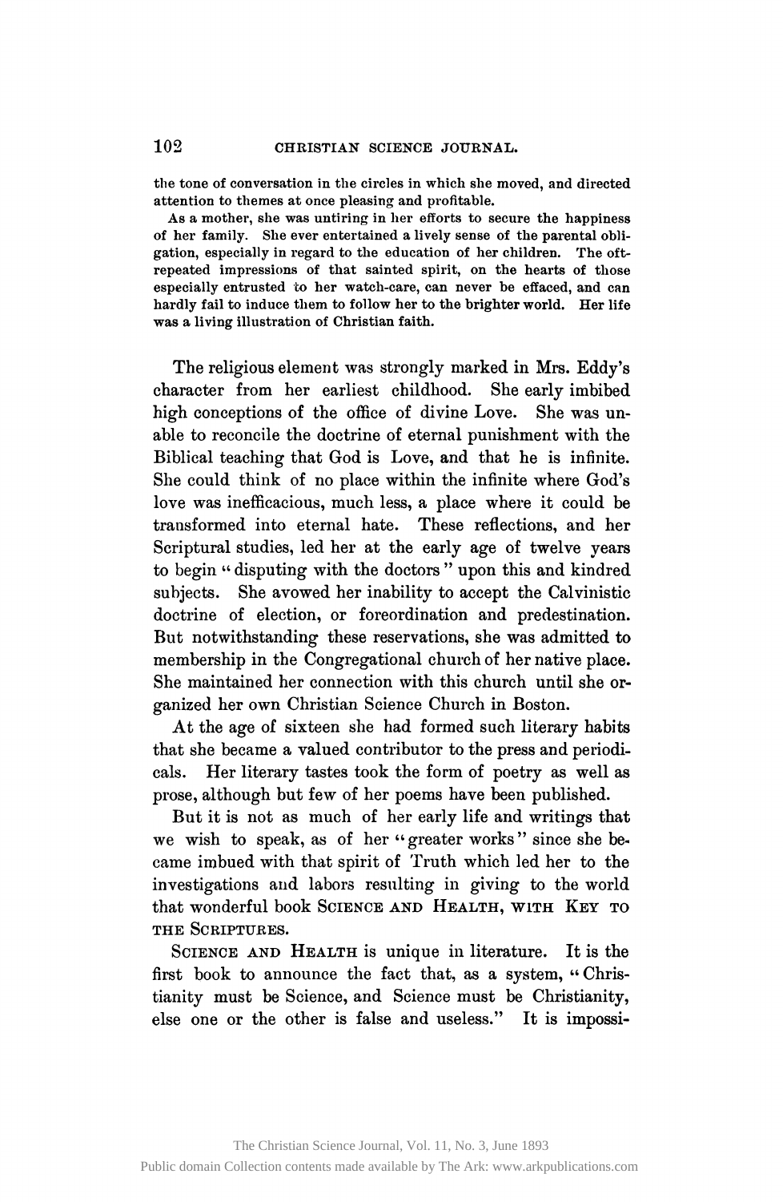the tone of conversation in the circles in which she moved, and directed attention to themes at once pleasing and profitable.

As a mother, she was untiring in her efforts to secure the happiness of her family. She ever entertained a lively sense of the parental obligation, especially in regard to the education of her children. The oft-repeated impressions of that sainted spirit, on the hearts of those especially entrusted to her watch-care, can never be effaced, and can hardly fail to induce them to follow her to the brighter world. Her life was a living illustration of Christian faith.

The religious element was strongly marked in Mrs. Eddy's character from her earliest childhood. She early imbibed high conceptions of the office of divine Love. She was unable to reconcile the doctrine of eternal punishment with the Biblical teaching that God is Love, and that he is infinite. She could think of no place within the infinite where God's love was inefficacious, much less, a place where it could be transformed into eternal hate. These reflections, and her Scriptural studies, led her at the early age of twelve years to begin "disputing with the doctors" upon this and kindred subjects. She avowed her inability to accept the Calvinistic doctrine of election, or foreordination and predestination. But notwithstanding these reservations, she was admitted to membership in the Congregational church of her native place. She maintained her connection with this church until she organized her own Christian Science Church in Boston.

At the age of sixteen she had formed such literary habits that she became a valued contributor to the press and periodicals. Her literary tastes took the form of poetry as well as prose, although but few of her poems have been published.

But it is not as much of her early life and writings that we wish to speak, as of her "greater works" since she became imbued with that spirit of Truth which led her to the investigations and labors resulting in giving to the world that wonderful book SCIENCE AND HEALTH, WITH KEY TO THE SCRIPTURES.

SCIENCE AND HEALTH is unique in literature. It is the first book to announce the fact that, as a system, "Christianity must be Science, and Science must be Christianity, else one or the other is false and useless." It is impossi-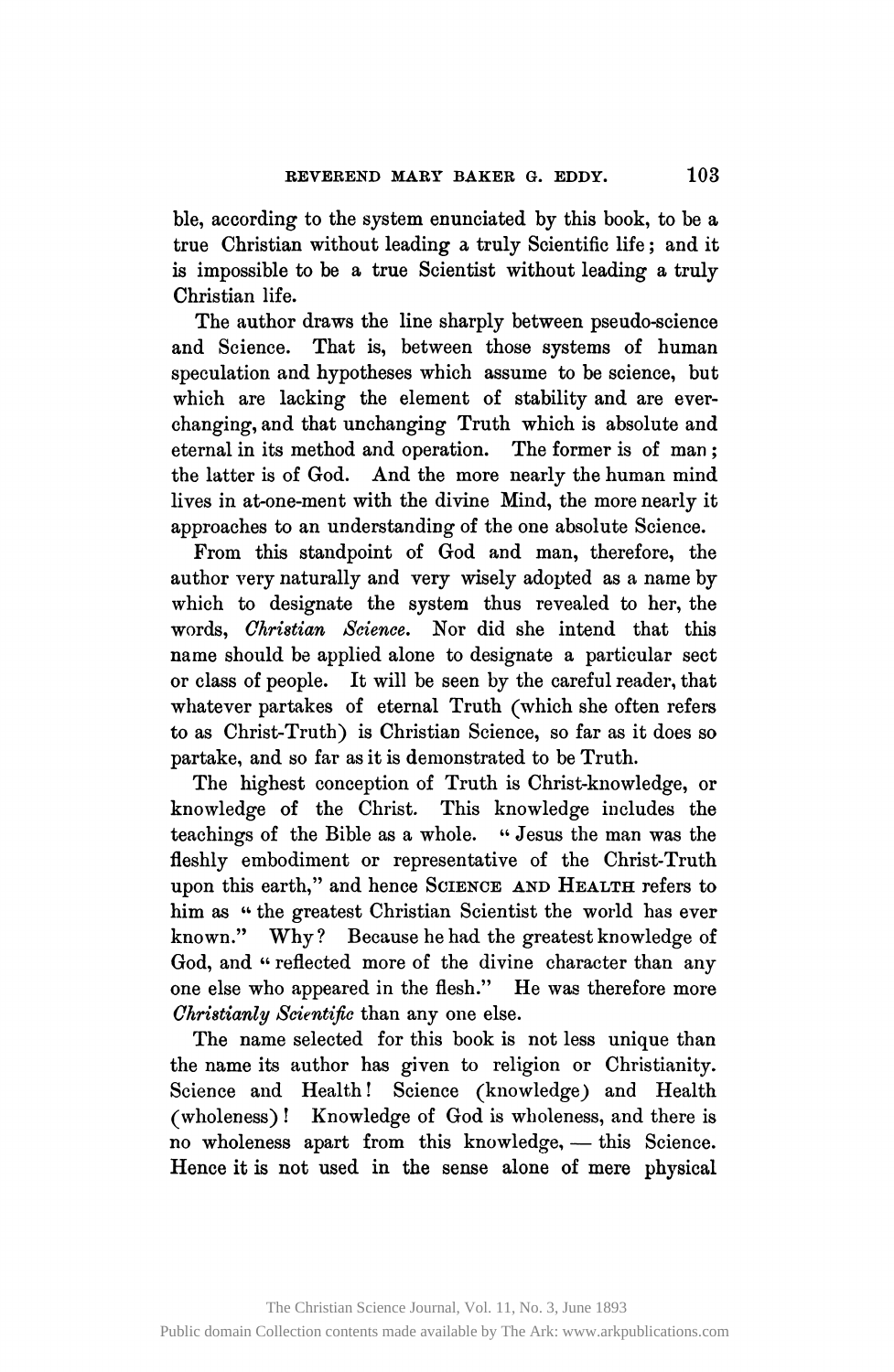ble, according to the system enunciated by this book, to be a true Christian without leading a truly Scientific life; and it is impossible to be a true Scientist without leading a truly Christian life.

The author draws the line sharply between pseudo-science and Science. That is, between those systems of human speculation and hypotheses which assume to be science, but which are lacking the element of stability and are ever-changing, and that unchanging Truth which is absolute and eternal in its method and operation. The former is of man; the latter is of God. And the more nearly the human mind lives in at-one-ment with the divine Mind, the more nearly it approaches to an understanding of the one absolute Science.

From this standpoint of God and man, therefore, the author very naturally and very wisely adopted as a name by which to designate the system thus revealed to her, the words, *Christian Science*. Nor did she intend that this name should be applied alone to designate a particular sect or class of people. It will be seen by the careful reader, that whatever partakes of eternal Truth (which she often refers to as Christ-Truth) is Christian Science, so far as it does so partake, and so far as it is demonstrated to be Truth.

The highest conception of Truth is Christ-knowledge, or knowledge of the Christ. This knowledge includes the teachings of the Bible as a whole. "Jesus the man was the fleshly embodiment or representative of the Christ-Truth upon this earth," and hence SCIENCE AND HEALTH refers to him as "the greatest Christian Scientist the world has ever known." Why? Because he had the greatest knowledge of God, and "reflected more of the divine character than any one else who appeared in the flesh." He was therefore more *Christianly Scientific* than any one else.

The name selected for this book is not less unique than the name its author has given to religion or Christianity. Science and Health! Science (knowledge) and Health (wholeness)! Knowledge of God is wholeness, and there is no wholeness apart from this knowledge, — this Science. Hence it is not used in the sense alone of mere physical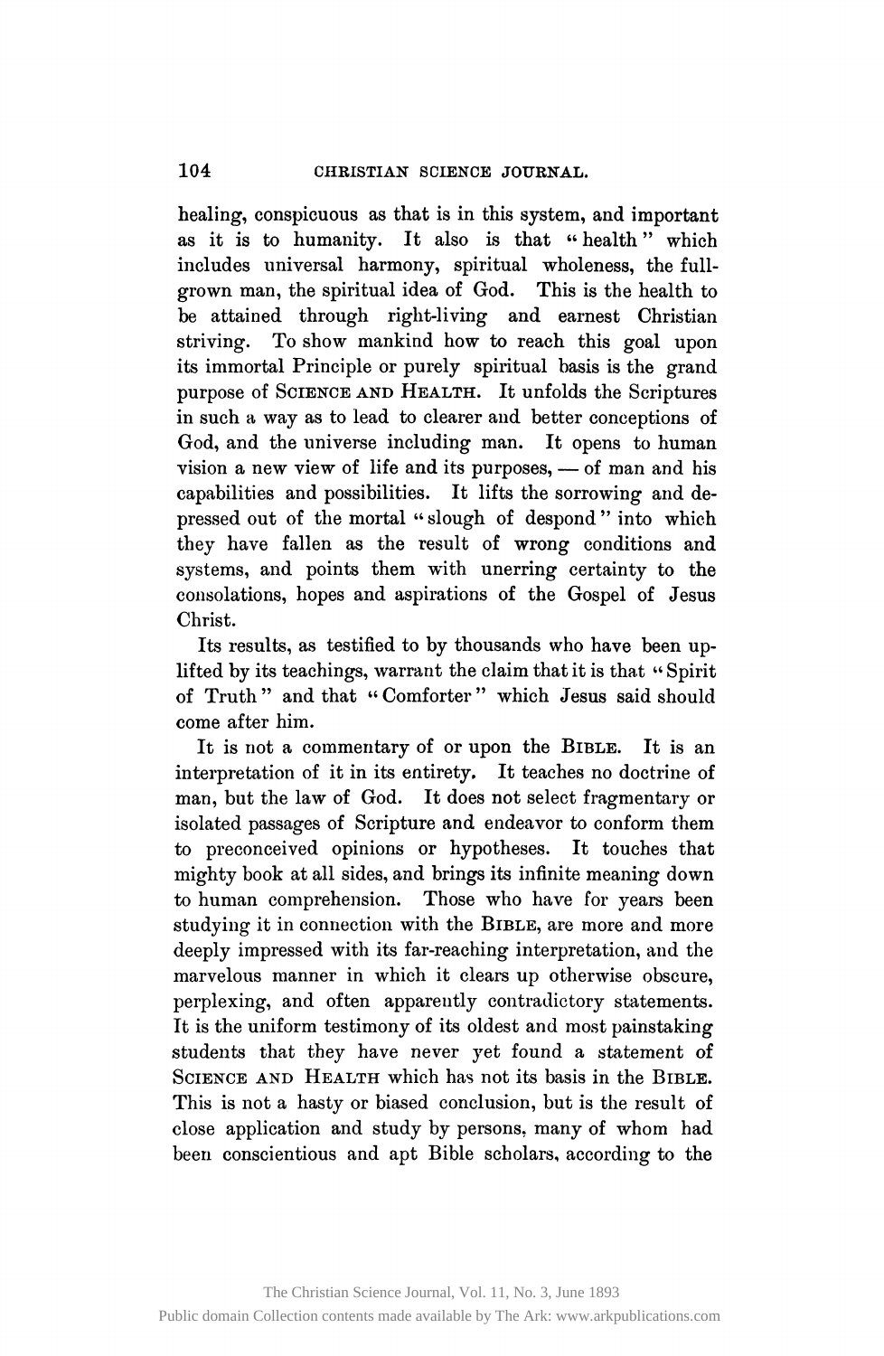healing, conspicuous as that is in this system, and important as it is to humanity. It also is that "health" which includes universal harmony, spiritual wholeness, the full-grown man, the spiritual idea of God. This is the health to be attained through right-living and earnest Christian striving. To show mankind how to reach this goal upon its immortal Principle or purely spiritual basis is the grand purpose of SCIENCE AND HEALTH. It unfolds the Scriptures in such a way as to lead to clearer and better conceptions of God, and the universe including man. It opens to human vision a new view of life and its purposes, — of man and his capabilities and possibilities. It lifts the sorrowing and depressed out of the mortal "slough of despond" into which they have fallen as the result of wrong conditions and systems, and points them with unerring certainty to the consolations, hopes and aspirations of the Gospel of Jesus Christ.

Its results, as testified to by thousands who have been uplifted by its teachings, warrant the claim that it is that "Spirit of Truth" and that "Comforter" which Jesus said should come after him.

It is not a commentary of or upon the BIBLE. It is an interpretation of it in its entirety. It teaches no doctrine of man, but the law of God. It does not select fragmentary or isolated passages of Scripture and endeavor to conform them to preconceived opinions or hypotheses. It touches that mighty book at all sides, and brings its infinite meaning down to human comprehension. Those who have for years been studying it in connection with the BIBLE, are more and more deeply impressed with its far-reaching interpretation, and the marvelous manner in which it clears up otherwise obscure, perplexing, and often apparently contradictory statements. It is the uniform testimony of its oldest and most painstaking students that they have never yet found a statement of SCIENCE AND HEALTH which has not its basis in the BIBLE. This is not a hasty or biased conclusion, but is the result of close application and study by persons, many of whom had been conscientious and apt Bible scholars, according to the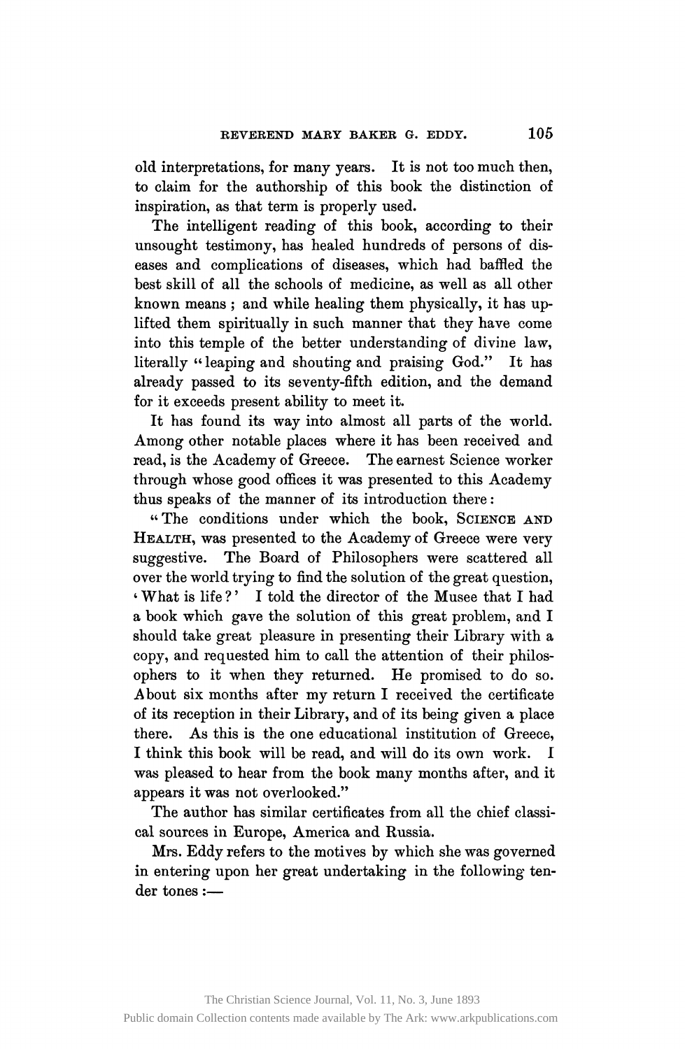old interpretations, for many years. It is not too much then, to claim for the authorship of this book the distinction of inspiration, as that term is properly used.

The intelligent reading of this book, according to their unsought testimony, has healed hundreds of persons of diseases and complications of diseases, which had baffled the best skill of all the schools of medicine, as well as all other known means; and while healing them physically, it has uplifted them spiritually in such manner that they have come into this temple of the better understanding of divine law, literally "leaping and shouting and praising God." It has already passed to its seventy-fifth edition, and the demand for it exceeds present ability to meet it.

It has found its way into almost all parts of the world. Among other notable places where it has been received and read, is the Academy of Greece. The earnest Science worker through whose good offices it was presented to this Academy thus speaks of the manner of its introduction there:

"The conditions under which the book, SCIENCE AND HEALTH, was presented to the Academy of Greece were very suggestive. The Board of Philosophers were scattered all over the world trying to find the solution of the great question, 'What is life?' I told the director of the Musee that I had a book which gave the solution of this great problem, and I should take great pleasure in presenting their Library with a copy, and requested him to call the attention of their philosophers to it when they returned. He promised to do so. About six months after my return I received the certificate of its reception in their Library, and of its being given a place there. As this is the one educational institution of Greece, I think this book will be read, and will do its own work. I was pleased to hear from the book many months after, and it appears it was not overlooked."

The author has similar certificates from all the chief classical sources in Europe, America and Russia.

Mrs. Eddy refers to the motives by which she was governed in entering upon her great undertaking in the following tender tones:—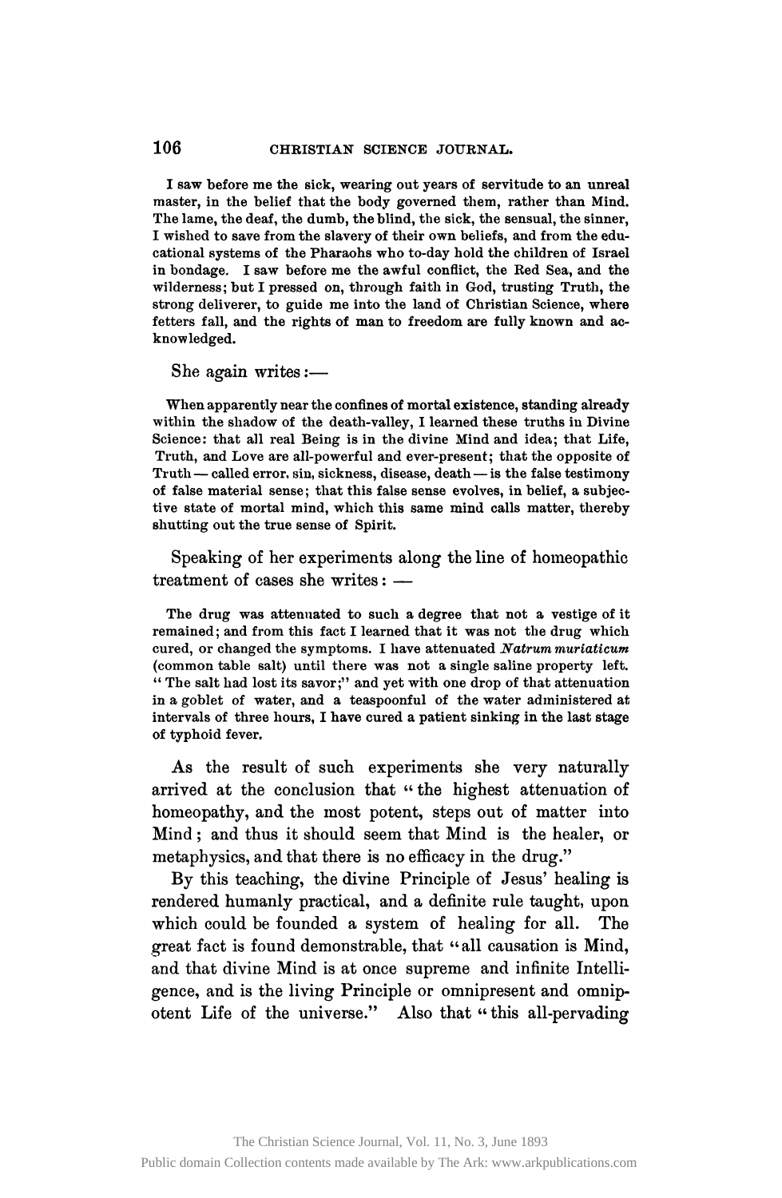I saw before me the sick, wearing out years of servitude to an unreal master, in the belief that the body governed them, rather than Mind. The lame, the deaf, the dumb, the blind, the sick, the sensual, the sinner, I wished to save from the slavery of their own beliefs, and from the educational systems of the Pharaohs who to-day hold the children of Israel in bondage. I saw before me the awful conflict, the Red Sea, and the wilderness; but I pressed on, through faith in God, trusting Truth, the strong deliverer, to guide me into the land of Christian Science, where fetters fall, and the rights of man to freedom are fully known and acknowledged.

She again writes:—

When apparently near the confines of mortal existence, standing already within the shadow of the death-valley, I learned these truths in Divine Science: that all real Being is in the divine Mind and idea; that Life, Truth, and Love are all-powerful and ever-present; that the opposite of Truth — called error, sin, sickness, disease, death — is the false testimony of false material sense; that this false sense evolves, in belief, a subjective state of mortal mind, which this same mind calls matter, thereby shutting out the true sense of Spirit.

Speaking of her experiments along the line of homeopathic treatment of cases she writes: —

The drug was attenuated to such a degree that not a vestige of it remained; and from this fact I learned that it was not the drug which cured, or changed the symptoms. I have attenuated *Natrum muriaticum* (common table salt) until there was not a single saline property left. "The salt had lost its savor;" and yet with one drop of that attenuation in a goblet of water, and a teaspoonful of the water administered at intervals of three hours, I have cured a patient sinking in the last stage of typhoid fever.

As the result of such experiments she very naturally arrived at the conclusion that "the highest attenuation of homeopathy, and the most potent, steps out of matter into Mind; and thus it should seem that Mind is the healer, or metaphysics, and that there is no efficacy in the drug."

By this teaching, the divine Principle of Jesus' healing is rendered humanly practical, and a definite rule taught, upon which could be founded a system of healing for all. The great fact is found demonstrable, that "all causation is Mind, and that divine Mind is at once supreme and infinite Intelligence, and is the living Principle or omnipresent and omnipotent Life of the universe." Also that "this all-pervading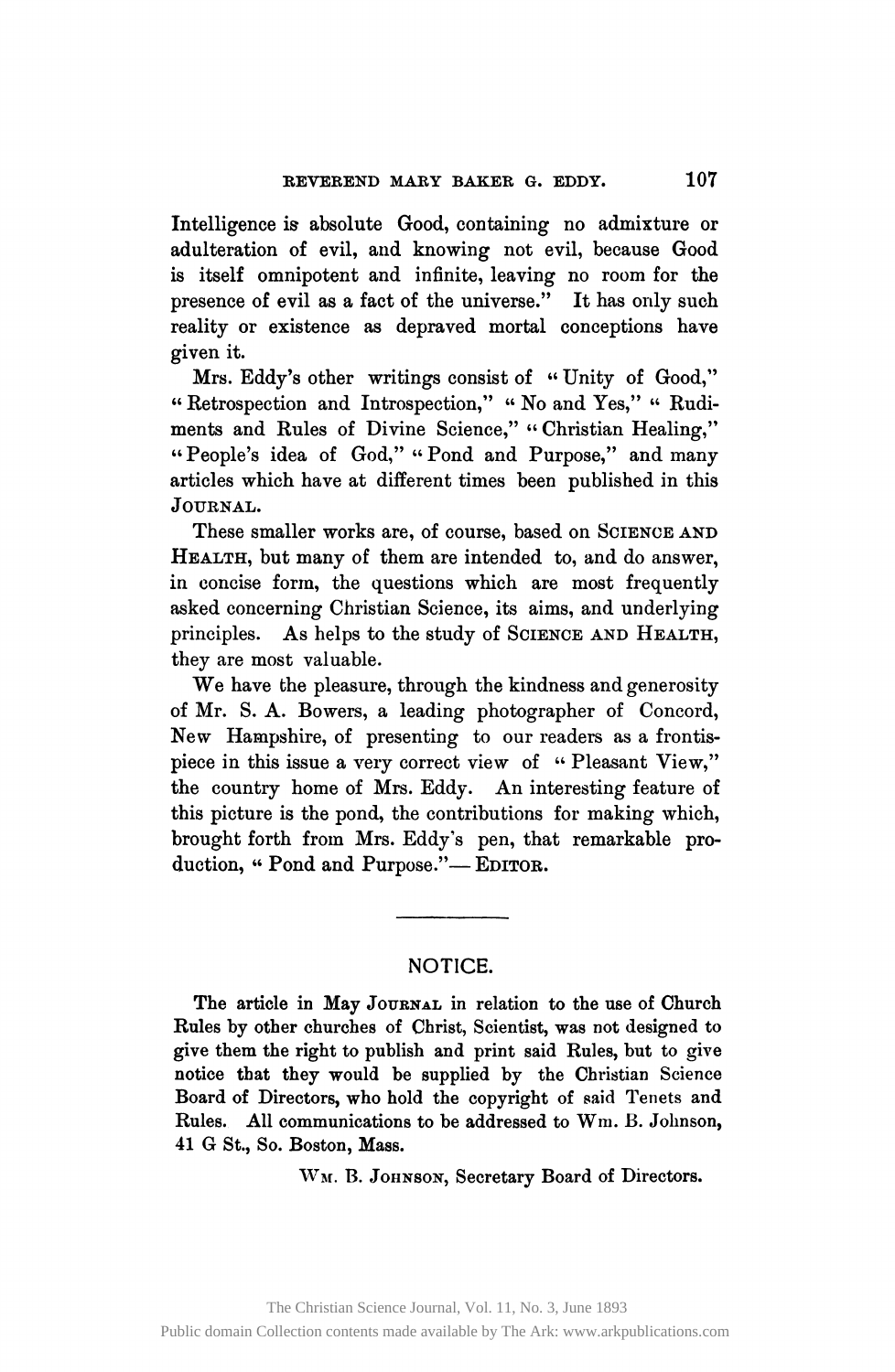Intelligence is absolute Good, containing no admixture or adulteration of evil, and knowing not evil, because Good is itself omnipotent and infinite, leaving no room for the presence of evil as a fact of the universe." It has only such reality or existence as depraved mortal conceptions have given it.

Mrs. Eddy's other writings consist of "Unity of Good," "Retrospection and Introspection," "No and Yes," "Rudiments and Rules of Divine Science," "Christian Healing," "People's idea of God," "Pond and Purpose," and many articles which have at different times been published in this JOURNAL.

These smaller works are, of course, based on SCIENCE AND HEALTH, but many of them are intended to, and do answer, in concise form, the questions which are most frequently asked concerning Christian Science, its aims, and underlying principles. As helps to the study of SCIENCE AND HEALTH, they are most valuable.

We have the pleasure, through the kindness and generosity of Mr. S. A. Bowers, a leading photographer of Concord, New Hampshire, of presenting to our readers as a frontispiece in this issue a very correct view of "Pleasant View," the country home of Mrs. Eddy. An interesting feature of this picture is the pond, the contributions for making which, brought forth from Mrs. Eddy's pen, that remarkable production, "Pond and Purpose."— EDITOR.

---

## NOTICE.

**The article in May JOURNAL in relation to the use of Church Rules by other churches of Christ, Scientist, was not designed to give them the right to publish and print said Rules, but to give notice that they would be supplied by the Christian Science Board of Directors, who hold the copyright of said Tenets and Rules. All communications to be addressed to Wm. B. Johnson, 41 G St., So. Boston, Mass.**

**WM. B. JOHNSON, Secretary Board of Directors.**